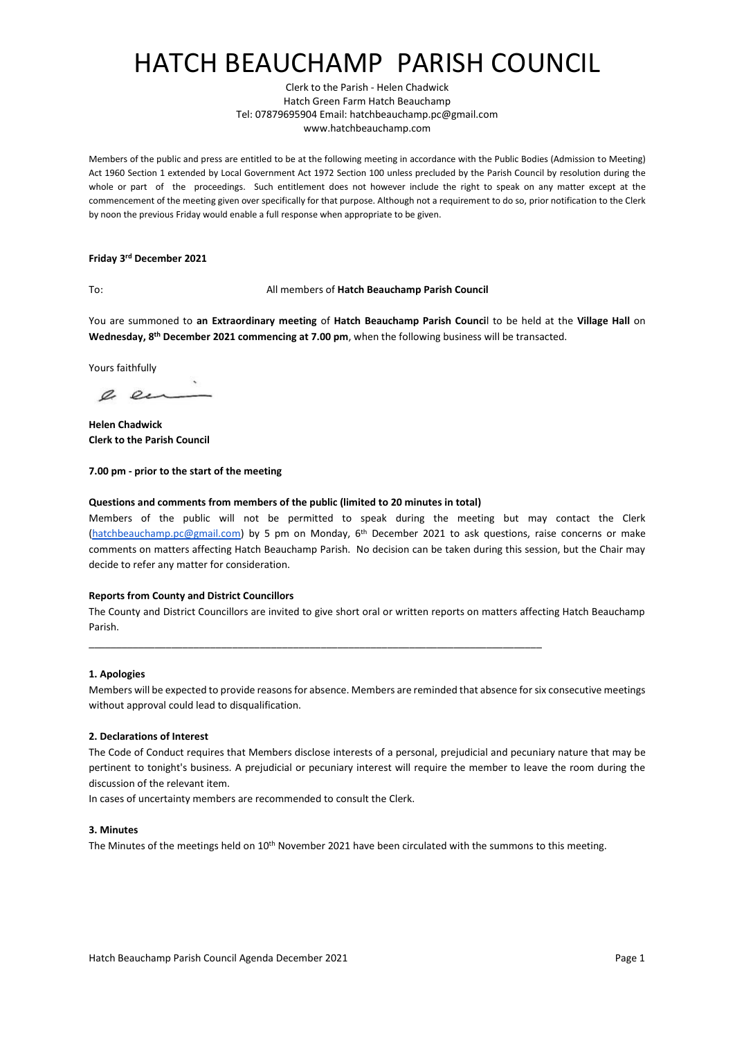# HATCH BEAUCHAMP PARISH COUNCIL

Clerk to the Parish - Helen Chadwick
Hatch Green Farm Hatch Beauchamp
Tel: 07879695904 Email: hatchbeauchamp.pc@gmail.com
www.hatchbeauchamp.com

Members of the public and press are entitled to be at the following meeting in accordance with the Public Bodies (Admission to Meeting) Act 1960 Section 1 extended by Local Government Act 1972 Section 100 unless precluded by the Parish Council by resolution during the whole or part of the proceedings. Such entitlement does not however include the right to speak on any matter except at the commencement of the meeting given over specifically for that purpose. Although not a requirement to do so, prior notification to the Clerk by noon the previous Friday would enable a full response when appropriate to be given.

**Friday 3rd December 2021**

To: All members of **Hatch Beauchamp Parish Council**

You are summoned to **an Extraordinary meeting** of **Hatch Beauchamp Parish Council** to be held at the **Village Hall** on **Wednesday, 8th December 2021 commencing at 7.00 pm**, when the following business will be transacted.

Yours faithfully

**Helen Chadwick**
**Clerk to the Parish Council**

**7.00 pm - prior to the start of the meeting**

**Questions and comments from members of the public (limited to 20 minutes in total)**

Members of the public will not be permitted to speak during the meeting but may contact the Clerk (hatchbeauchamp.pc@gmail.com) by 5 pm on Monday, 6th December 2021 to ask questions, raise concerns or make comments on matters affecting Hatch Beauchamp Parish. No decision can be taken during this session, but the Chair may decide to refer any matter for consideration.

**Reports from County and District Councillors**

The County and District Councillors are invited to give short oral or written reports on matters affecting Hatch Beauchamp Parish.

---

**1. Apologies**

Members will be expected to provide reasons for absence. Members are reminded that absence for six consecutive meetings without approval could lead to disqualification.

**2. Declarations of Interest**

The Code of Conduct requires that Members disclose interests of a personal, prejudicial and pecuniary nature that may be pertinent to tonight's business. A prejudicial or pecuniary interest will require the member to leave the room during the discussion of the relevant item.

In cases of uncertainty members are recommended to consult the Clerk.

**3. Minutes**

The Minutes of the meetings held on 10th November 2021 have been circulated with the summons to this meeting.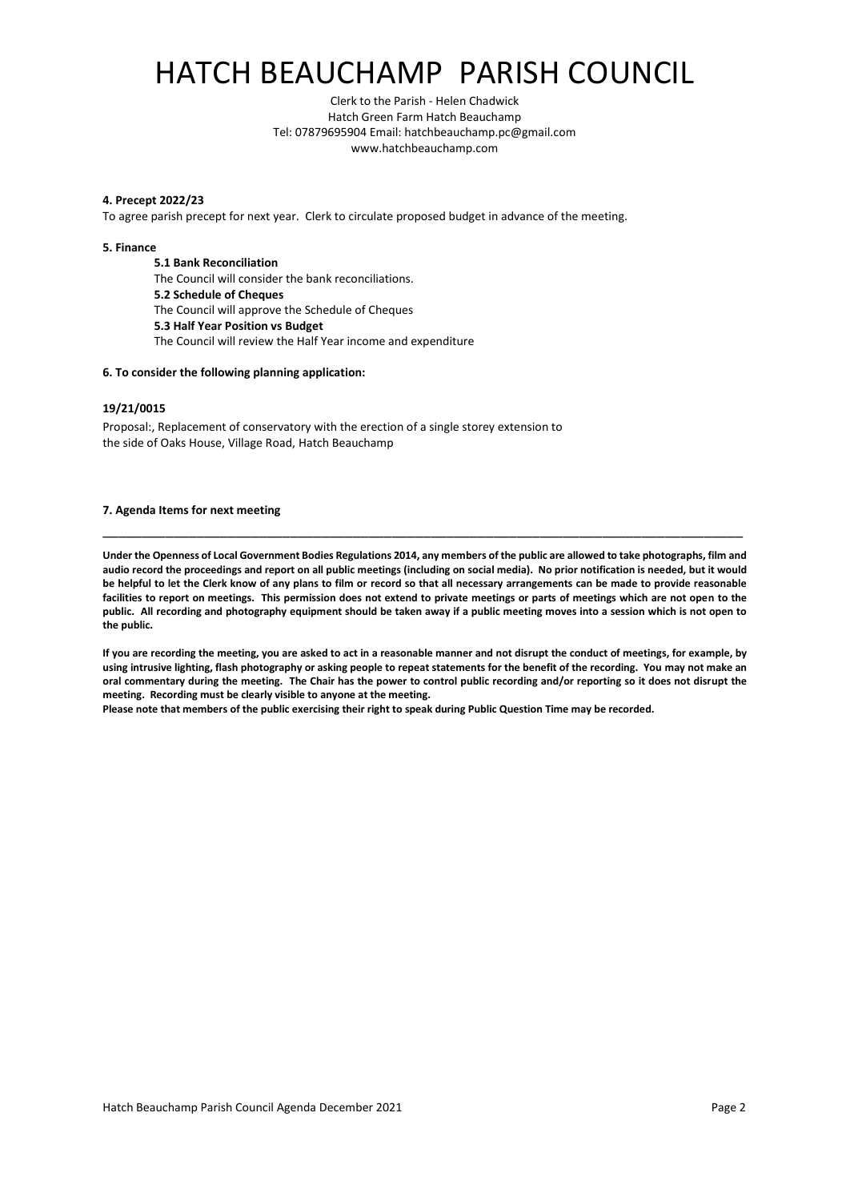# HATCH BEAUCHAMP PARISH COUNCIL

Clerk to the Parish - Helen Chadwick
Hatch Green Farm Hatch Beauchamp
Tel: 07879695904 Email: hatchbeauchamp.pc@gmail.com
www.hatchbeauchamp.com

**4. Precept 2022/23**

To agree parish precept for next year. Clerk to circulate proposed budget in advance of the meeting.

**5. Finance**

**5.1 Bank Reconciliation**
The Council will consider the bank reconciliations.

**5.2 Schedule of Cheques**
The Council will approve the Schedule of Cheques

**5.3 Half Year Position vs Budget**
The Council will review the Half Year income and expenditure

**6. To consider the following planning application:**

**19/21/0015**

Proposal:, Replacement of conservatory with the erection of a single storey extension to the side of Oaks House, Village Road, Hatch Beauchamp

**7. Agenda Items for next meeting**

---

**Under the Openness of Local Government Bodies Regulations 2014, any members of the public are allowed to take photographs, film and audio record the proceedings and report on all public meetings (including on social media). No prior notification is needed, but it would be helpful to let the Clerk know of any plans to film or record so that all necessary arrangements can be made to provide reasonable facilities to report on meetings. This permission does not extend to private meetings or parts of meetings which are not open to the public. All recording and photography equipment should be taken away if a public meeting moves into a session which is not open to the public.**

**If you are recording the meeting, you are asked to act in a reasonable manner and not disrupt the conduct of meetings, for example, by using intrusive lighting, flash photography or asking people to repeat statements for the benefit of the recording. You may not make an oral commentary during the meeting. The Chair has the power to control public recording and/or reporting so it does not disrupt the meeting. Recording must be clearly visible to anyone at the meeting.**

**Please note that members of the public exercising their right to speak during Public Question Time may be recorded.**